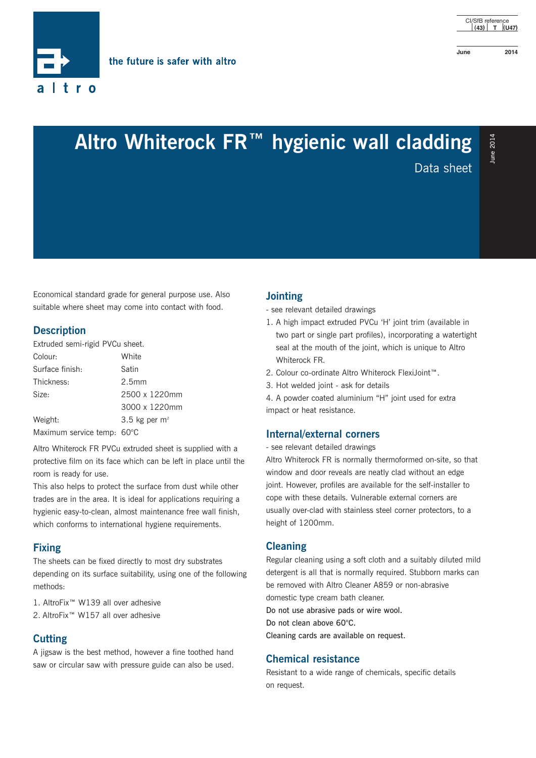the future is safer with altro

CI/SfB reference (43) T (U47)

June 2014

# Altro Whiterock FR™ hygienic wall cladding

Data sheet

Economical standard grade for general purpose use. Also suitable where sheet may come into contact with food.

## Description

Extruded semi-rigid PVCu sheet.

| | |
|---|---|
| Colour: | White |
| Surface finish: | Satin |
| Thickness: | 2.5mm |
| Size: | 2500 x 1220mm |
| | 3000 x 1220mm |
| Weight: | 3.5 kg per m² |
| Maximum service temp: | 60°C |

Altro Whiterock FR PVCu extruded sheet is supplied with a protective film on its face which can be left in place until the room is ready for use.

This also helps to protect the surface from dust while other trades are in the area. It is ideal for applications requiring a hygienic easy-to-clean, almost maintenance free wall finish, which conforms to international hygiene requirements.

## Fixing

The sheets can be fixed directly to most dry substrates depending on its surface suitability, using one of the following methods:

1. AltroFix™ W139 all over adhesive
2. AltroFix™ W157 all over adhesive

## Cutting

A jigsaw is the best method, however a fine toothed hand saw or circular saw with pressure guide can also be used.

## Jointing

- see relevant detailed drawings

1. A high impact extruded PVCu 'H' joint trim (available in two part or single part profiles), incorporating a watertight seal at the mouth of the joint, which is unique to Altro Whiterock FR.
2. Colour co-ordinate Altro Whiterock FlexiJoint™.
3. Hot welded joint - ask for details
4. A powder coated aluminium "H" joint used for extra impact or heat resistance.

## Internal/external corners

- see relevant detailed drawings

Altro Whiterock FR is normally thermoformed on-site, so that window and door reveals are neatly clad without an edge joint. However, profiles are available for the self-installer to cope with these details. Vulnerable external corners are usually over-clad with stainless steel corner protectors, to a height of 1200mm.

## Cleaning

Regular cleaning using a soft cloth and a suitably diluted mild detergent is all that is normally required. Stubborn marks can be removed with Altro Cleaner A859 or non-abrasive domestic type cream bath cleaner.

Do not use abrasive pads or wire wool.

Do not clean above 60°C.

Cleaning cards are available on request.

## Chemical resistance

Resistant to a wide range of chemicals, specific details on request.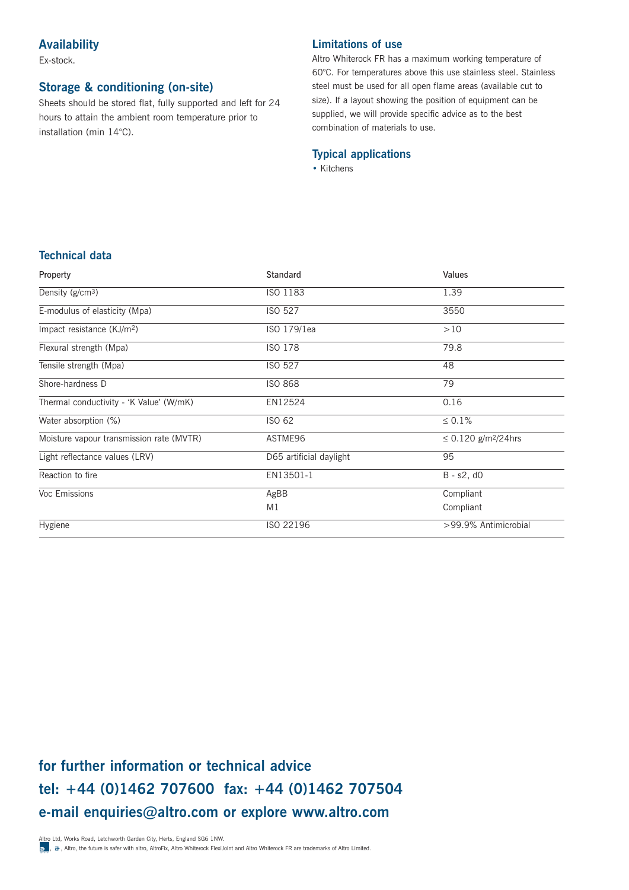## Availability

Ex-stock.

## Storage & conditioning (on-site)

Sheets should be stored flat, fully supported and left for 24 hours to attain the ambient room temperature prior to installation (min 14°C).

## Limitations of use

Altro Whiterock FR has a maximum working temperature of 60°C. For temperatures above this use stainless steel. Stainless steel must be used for all open flame areas (available cut to size). If a layout showing the position of equipment can be supplied, we will provide specific advice as to the best combination of materials to use.

## Typical applications

- Kitchens

## Technical data

| Property | Standard | Values |
|---|---|---|
| Density (g/cm$^3$) | ISO 1183 | 1.39 |
| E-modulus of elasticity (Mpa) | ISO 527 | 3550 |
| Impact resistance (KJ/m$^2$) | ISO 179/1ea | >10 |
| Flexural strength (Mpa) | ISO 178 | 79.8 |
| Tensile strength (Mpa) | ISO 527 | 48 |
| Shore-hardness D | ISO 868 | 79 |
| Thermal conductivity - 'K Value' (W/mK) | EN12524 | 0.16 |
| Water absorption (%) | ISO 62 | ≤ 0.1% |
| Moisture vapour transmission rate (MVTR) | ASTME96 | ≤ 0.120 g/m$^2$/24hrs |
| Light reflectance values (LRV) | D65 artificial daylight | 95 |
| Reaction to fire | EN13501-1 | B - s2, d0 |
| Voc Emissions | AgBB | Compliant |
| | M1 | Compliant |
| Hygiene | ISO 22196 | >99.9% Antimicrobial |

**for further information or technical advice**
**tel: +44 (0)1462 707600 fax: +44 (0)1462 707504**
**e-mail enquiries@altro.com or explore www.altro.com**

Altro Ltd, Works Road, Letchworth Garden City, Herts, England SG6 1NW.
, Altro, the future is safer with altro, AltroFix, Altro Whiterock FlexiJoint and Altro Whiterock FR are trademarks of Altro Limited.